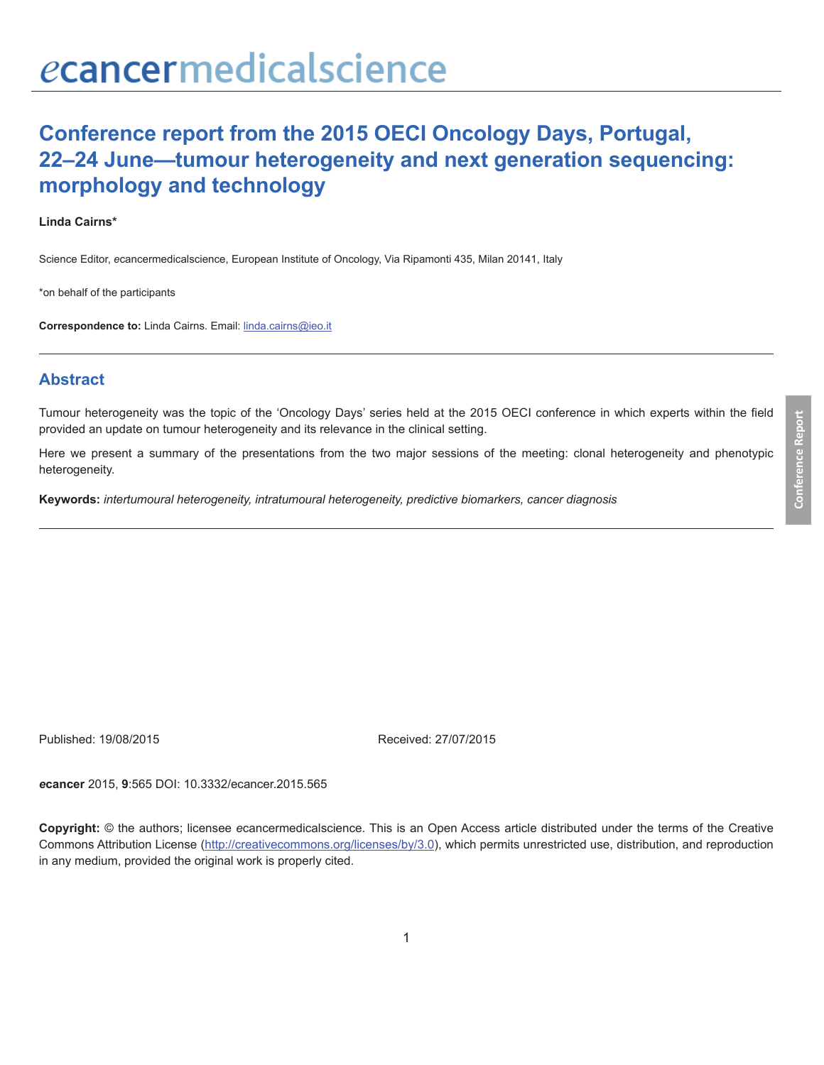# Conference report from the 2015 OECI Oncology Days, Portugal, 22–24 June—tumour heterogeneity and next generation sequencing: morphology and technology

**Linda Cairns***

Science Editor, *e*cancermedicalscience, European Institute of Oncology, Via Ripamonti 435, Milan 20141, Italy

*on behalf of the participants

**Correspondence to:** Linda Cairns. Email: linda.cairns@ieo.it

## Abstract

Tumour heterogeneity was the topic of the 'Oncology Days' series held at the 2015 OECI conference in which experts within the field provided an update on tumour heterogeneity and its relevance in the clinical setting.

Here we present a summary of the presentations from the two major sessions of the meeting: clonal heterogeneity and phenotypic heterogeneity.

**Keywords:** *intertumoural heterogeneity, intratumoural heterogeneity, predictive biomarkers, cancer diagnosis*

Published: 19/08/2015 Received: 27/07/2015

***e*cancer** 2015, **9**:565 DOI: 10.3332/ecancer.2015.565

**Copyright:** © the authors; licensee *e*cancermedicalscience. This is an Open Access article distributed under the terms of the Creative Commons Attribution License (http://creativecommons.org/licenses/by/3.0), which permits unrestricted use, distribution, and reproduction in any medium, provided the original work is properly cited.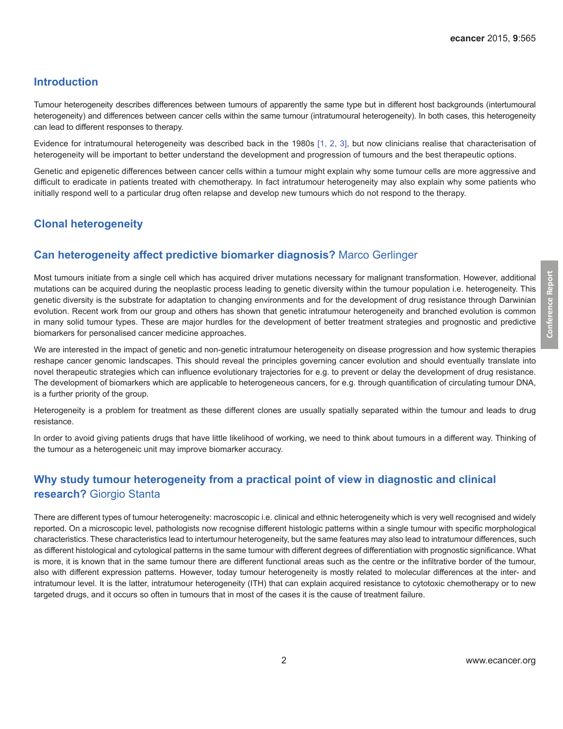## Introduction

Tumour heterogeneity describes differences between tumours of apparently the same type but in different host backgrounds (intertumoural heterogeneity) and differences between cancer cells within the same tumour (intratumoural heterogeneity). In both cases, this heterogeneity can lead to different responses to therapy.

Evidence for intratumoural heterogeneity was described back in the 1980s [1, 2, 3], but now clinicians realise that characterisation of heterogeneity will be important to better understand the development and progression of tumours and the best therapeutic options.

Genetic and epigenetic differences between cancer cells within a tumour might explain why some tumour cells are more aggressive and difficult to eradicate in patients treated with chemotherapy. In fact intratumour heterogeneity may also explain why some patients who initially respond well to a particular drug often relapse and develop new tumours which do not respond to the therapy.

## Clonal heterogeneity

### Can heterogeneity affect predictive biomarker diagnosis? Marco Gerlinger

Most tumours initiate from a single cell which has acquired driver mutations necessary for malignant transformation. However, additional mutations can be acquired during the neoplastic process leading to genetic diversity within the tumour population i.e. heterogeneity. This genetic diversity is the substrate for adaptation to changing environments and for the development of drug resistance through Darwinian evolution. Recent work from our group and others has shown that genetic intratumour heterogeneity and branched evolution is common in many solid tumour types. These are major hurdles for the development of better treatment strategies and prognostic and predictive biomarkers for personalised cancer medicine approaches.

We are interested in the impact of genetic and non-genetic intratumour heterogeneity on disease progression and how systemic therapies reshape cancer genomic landscapes. This should reveal the principles governing cancer evolution and should eventually translate into novel therapeutic strategies which can influence evolutionary trajectories for e.g. to prevent or delay the development of drug resistance. The development of biomarkers which are applicable to heterogeneous cancers, for e.g. through quantification of circulating tumour DNA, is a further priority of the group.

Heterogeneity is a problem for treatment as these different clones are usually spatially separated within the tumour and leads to drug resistance.

In order to avoid giving patients drugs that have little likelihood of working, we need to think about tumours in a different way. Thinking of the tumour as a heterogeneic unit may improve biomarker accuracy.

### Why study tumour heterogeneity from a practical point of view in diagnostic and clinical research? Giorgio Stanta

There are different types of tumour heterogeneity: macroscopic i.e. clinical and ethnic heterogeneity which is very well recognised and widely reported. On a microscopic level, pathologists now recognise different histologic patterns within a single tumour with specific morphological characteristics. These characteristics lead to intertumour heterogeneity, but the same features may also lead to intratumour differences, such as different histological and cytological patterns in the same tumour with different degrees of differentiation with prognostic significance. What is more, it is known that in the same tumour there are different functional areas such as the centre or the infiltrative border of the tumour, also with different expression patterns. However, today tumour heterogeneity is mostly related to molecular differences at the inter- and intratumour level. It is the latter, intratumour heterogeneity (ITH) that can explain acquired resistance to cytotoxic chemotherapy or to new targeted drugs, and it occurs so often in tumours that in most of the cases it is the cause of treatment failure.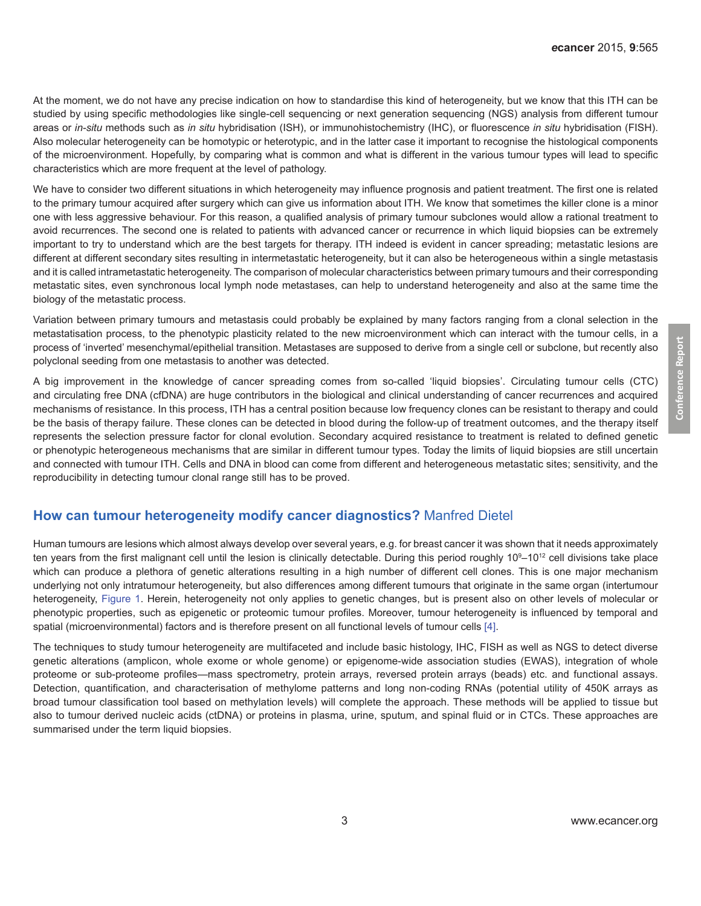At the moment, we do not have any precise indication on how to standardise this kind of heterogeneity, but we know that this ITH can be studied by using specific methodologies like single-cell sequencing or next generation sequencing (NGS) analysis from different tumour areas or *in-situ* methods such as *in situ* hybridisation (ISH), or immunohistochemistry (IHC), or fluorescence *in situ* hybridisation (FISH). Also molecular heterogeneity can be homotypic or heterotypic, and in the latter case it important to recognise the histological components of the microenvironment. Hopefully, by comparing what is common and what is different in the various tumour types will lead to specific characteristics which are more frequent at the level of pathology.

We have to consider two different situations in which heterogeneity may influence prognosis and patient treatment. The first one is related to the primary tumour acquired after surgery which can give us information about ITH. We know that sometimes the killer clone is a minor one with less aggressive behaviour. For this reason, a qualified analysis of primary tumour subclones would allow a rational treatment to avoid recurrences. The second one is related to patients with advanced cancer or recurrence in which liquid biopsies can be extremely important to try to understand which are the best targets for therapy. ITH indeed is evident in cancer spreading; metastatic lesions are different at different secondary sites resulting in intermetastatic heterogeneity, but it can also be heterogeneous within a single metastasis and it is called intrametastatic heterogeneity. The comparison of molecular characteristics between primary tumours and their corresponding metastatic sites, even synchronous local lymph node metastases, can help to understand heterogeneity and also at the same time the biology of the metastatic process.

Variation between primary tumours and metastasis could probably be explained by many factors ranging from a clonal selection in the metastatisation process, to the phenotypic plasticity related to the new microenvironment which can interact with the tumour cells, in a process of 'inverted' mesenchymal/epithelial transition. Metastases are supposed to derive from a single cell or subclone, but recently also polyclonal seeding from one metastasis to another was detected.

A big improvement in the knowledge of cancer spreading comes from so-called 'liquid biopsies'. Circulating tumour cells (CTC) and circulating free DNA (cfDNA) are huge contributors in the biological and clinical understanding of cancer recurrences and acquired mechanisms of resistance. In this process, ITH has a central position because low frequency clones can be resistant to therapy and could be the basis of therapy failure. These clones can be detected in blood during the follow-up of treatment outcomes, and the therapy itself represents the selection pressure factor for clonal evolution. Secondary acquired resistance to treatment is related to defined genetic or phenotypic heterogeneous mechanisms that are similar in different tumour types. Today the limits of liquid biopsies are still uncertain and connected with tumour ITH. Cells and DNA in blood can come from different and heterogeneous metastatic sites; sensitivity, and the reproducibility in detecting tumour clonal range still has to be proved.

## **How can tumour heterogeneity modify cancer diagnostics?** Manfred Dietel

Human tumours are lesions which almost always develop over several years, e.g. for breast cancer it was shown that it needs approximately ten years from the first malignant cell until the lesion is clinically detectable. During this period roughly $10^9$–$10^{12}$ cell divisions take place which can produce a plethora of genetic alterations resulting in a high number of different cell clones. This is one major mechanism underlying not only intratumour heterogeneity, but also differences among different tumours that originate in the same organ (intertumour heterogeneity, Figure 1. Herein, heterogeneity not only applies to genetic changes, but is present also on other levels of molecular or phenotypic properties, such as epigenetic or proteomic tumour profiles. Moreover, tumour heterogeneity is influenced by temporal and spatial (microenvironmental) factors and is therefore present on all functional levels of tumour cells [4].

The techniques to study tumour heterogeneity are multifaceted and include basic histology, IHC, FISH as well as NGS to detect diverse genetic alterations (amplicon, whole exome or whole genome) or epigenome-wide association studies (EWAS), integration of whole proteome or sub-proteome profiles—mass spectrometry, protein arrays, reversed protein arrays (beads) etc. and functional assays. Detection, quantification, and characterisation of methylome patterns and long non-coding RNAs (potential utility of 450K arrays as broad tumour classification tool based on methylation levels) will complete the approach. These methods will be applied to tissue but also to tumour derived nucleic acids (ctDNA) or proteins in plasma, urine, sputum, and spinal fluid or in CTCs. These approaches are summarised under the term liquid biopsies.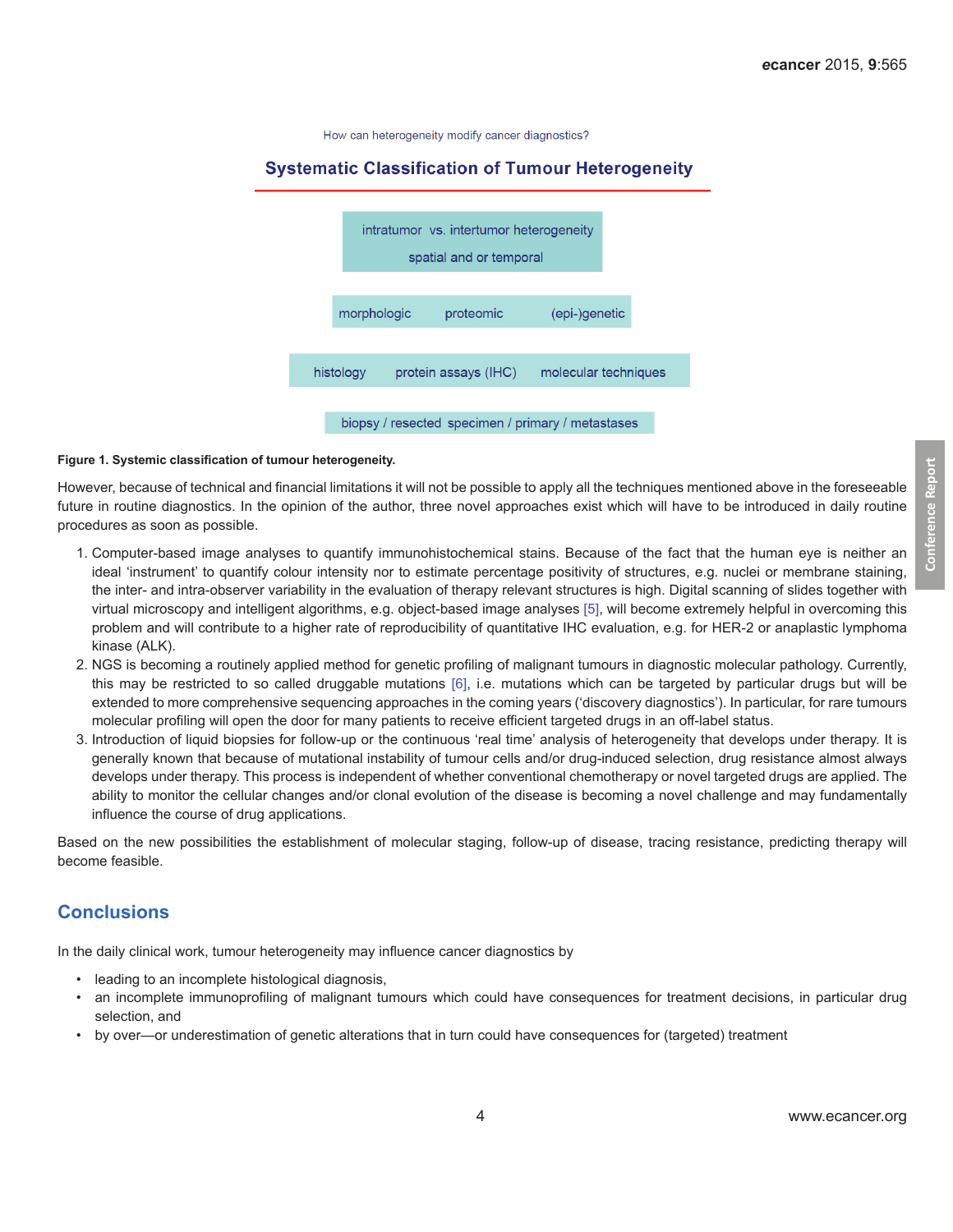How can heterogeneity modify cancer diagnostics?

**Systematic Classification of Tumour Heterogeneity**

intratumor vs. intertumor heterogeneity
spatial and or temporal

morphologic proteomic (epi-)genetic

histology protein assays (IHC) molecular techniques

biopsy / resected specimen / primary / metastases

**Figure 1. Systemic classification of tumour heterogeneity.**

However, because of technical and financial limitations it will not be possible to apply all the techniques mentioned above in the foreseeable future in routine diagnostics. In the opinion of the author, three novel approaches exist which will have to be introduced in daily routine procedures as soon as possible.

1. Computer-based image analyses to quantify immunohistochemical stains. Because of the fact that the human eye is neither an ideal 'instrument' to quantify colour intensity nor to estimate percentage positivity of structures, e.g. nuclei or membrane staining, the inter- and intra-observer variability in the evaluation of therapy relevant structures is high. Digital scanning of slides together with virtual microscopy and intelligent algorithms, e.g. object-based image analyses [5], will become extremely helpful in overcoming this problem and will contribute to a higher rate of reproducibility of quantitative IHC evaluation, e.g. for HER-2 or anaplastic lymphoma kinase (ALK).
2. NGS is becoming a routinely applied method for genetic profiling of malignant tumours in diagnostic molecular pathology. Currently, this may be restricted to so called druggable mutations [6], i.e. mutations which can be targeted by particular drugs but will be extended to more comprehensive sequencing approaches in the coming years ('discovery diagnostics'). In particular, for rare tumours molecular profiling will open the door for many patients to receive efficient targeted drugs in an off-label status.
3. Introduction of liquid biopsies for follow-up or the continuous 'real time' analysis of heterogeneity that develops under therapy. It is generally known that because of mutational instability of tumour cells and/or drug-induced selection, drug resistance almost always develops under therapy. This process is independent of whether conventional chemotherapy or novel targeted drugs are applied. The ability to monitor the cellular changes and/or clonal evolution of the disease is becoming a novel challenge and may fundamentally influence the course of drug applications.

Based on the new possibilities the establishment of molecular staging, follow-up of disease, tracing resistance, predicting therapy will become feasible.

## Conclusions

In the daily clinical work, tumour heterogeneity may influence cancer diagnostics by

- leading to an incomplete histological diagnosis,
- an incomplete immunoprofiling of malignant tumours which could have consequences for treatment decisions, in particular drug selection, and
- by over—or underestimation of genetic alterations that in turn could have consequences for (targeted) treatment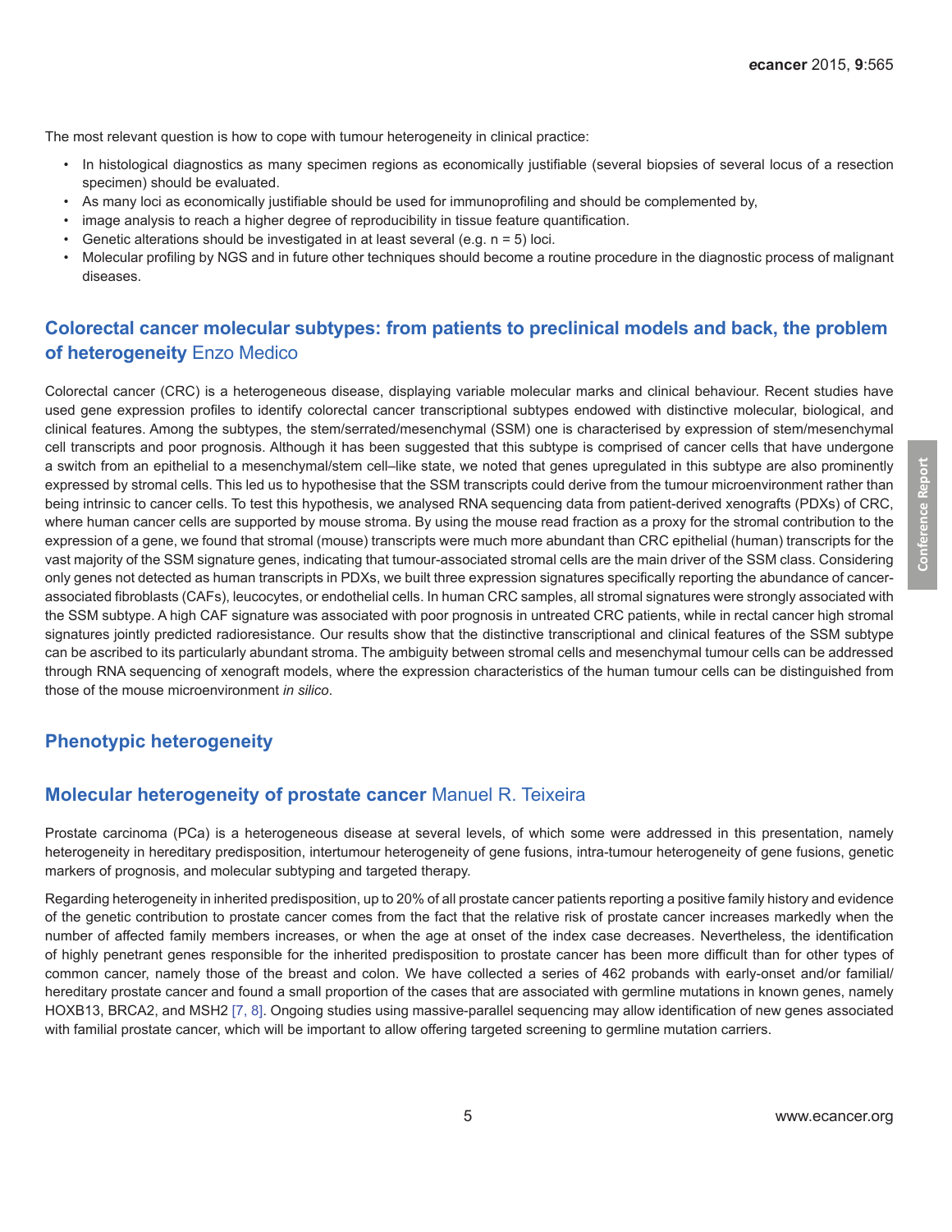The most relevant question is how to cope with tumour heterogeneity in clinical practice:

- In histological diagnostics as many specimen regions as economically justifiable (several biopsies of several locus of a resection specimen) should be evaluated.
- As many loci as economically justifiable should be used for immunoprofiling and should be complemented by,
- image analysis to reach a higher degree of reproducibility in tissue feature quantification.
- Genetic alterations should be investigated in at least several (e.g. n = 5) loci.
- Molecular profiling by NGS and in future other techniques should become a routine procedure in the diagnostic process of malignant diseases.

### **Colorectal cancer molecular subtypes: from patients to preclinical models and back, the problem of heterogeneity** Enzo Medico

Colorectal cancer (CRC) is a heterogeneous disease, displaying variable molecular marks and clinical behaviour. Recent studies have used gene expression profiles to identify colorectal cancer transcriptional subtypes endowed with distinctive molecular, biological, and clinical features. Among the subtypes, the stem/serrated/mesenchymal (SSM) one is characterised by expression of stem/mesenchymal cell transcripts and poor prognosis. Although it has been suggested that this subtype is comprised of cancer cells that have undergone a switch from an epithelial to a mesenchymal/stem cell–like state, we noted that genes upregulated in this subtype are also prominently expressed by stromal cells. This led us to hypothesise that the SSM transcripts could derive from the tumour microenvironment rather than being intrinsic to cancer cells. To test this hypothesis, we analysed RNA sequencing data from patient-derived xenografts (PDXs) of CRC, where human cancer cells are supported by mouse stroma. By using the mouse read fraction as a proxy for the stromal contribution to the expression of a gene, we found that stromal (mouse) transcripts were much more abundant than CRC epithelial (human) transcripts for the vast majority of the SSM signature genes, indicating that tumour-associated stromal cells are the main driver of the SSM class. Considering only genes not detected as human transcripts in PDXs, we built three expression signatures specifically reporting the abundance of cancer-associated fibroblasts (CAFs), leucocytes, or endothelial cells. In human CRC samples, all stromal signatures were strongly associated with the SSM subtype. A high CAF signature was associated with poor prognosis in untreated CRC patients, while in rectal cancer high stromal signatures jointly predicted radioresistance. Our results show that the distinctive transcriptional and clinical features of the SSM subtype can be ascribed to its particularly abundant stroma. The ambiguity between stromal cells and mesenchymal tumour cells can be addressed through RNA sequencing of xenograft models, where the expression characteristics of the human tumour cells can be distinguished from those of the mouse microenvironment *in silico*.

## **Phenotypic heterogeneity**

### **Molecular heterogeneity of prostate cancer** Manuel R. Teixeira

Prostate carcinoma (PCa) is a heterogeneous disease at several levels, of which some were addressed in this presentation, namely heterogeneity in hereditary predisposition, intertumour heterogeneity of gene fusions, intra-tumour heterogeneity of gene fusions, genetic markers of prognosis, and molecular subtyping and targeted therapy.

Regarding heterogeneity in inherited predisposition, up to 20% of all prostate cancer patients reporting a positive family history and evidence of the genetic contribution to prostate cancer comes from the fact that the relative risk of prostate cancer increases markedly when the number of affected family members increases, or when the age at onset of the index case decreases. Nevertheless, the identification of highly penetrant genes responsible for the inherited predisposition to prostate cancer has been more difficult than for other types of common cancer, namely those of the breast and colon. We have collected a series of 462 probands with early-onset and/or familial/hereditary prostate cancer and found a small proportion of the cases that are associated with germline mutations in known genes, namely HOXB13, BRCA2, and MSH2 [7, 8]. Ongoing studies using massive-parallel sequencing may allow identification of new genes associated with familial prostate cancer, which will be important to allow offering targeted screening to germline mutation carriers.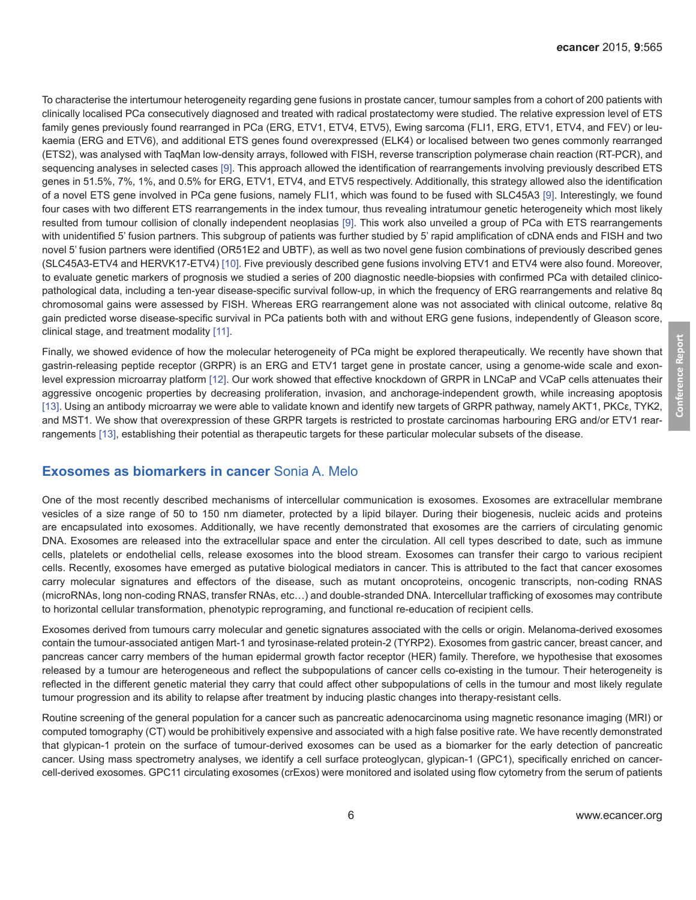To characterise the intertumour heterogeneity regarding gene fusions in prostate cancer, tumour samples from a cohort of 200 patients with clinically localised PCa consecutively diagnosed and treated with radical prostatectomy were studied. The relative expression level of ETS family genes previously found rearranged in PCa (ERG, ETV1, ETV4, ETV5), Ewing sarcoma (FLI1, ERG, ETV1, ETV4, and FEV) or leukaemia (ERG and ETV6), and additional ETS genes found overexpressed (ELK4) or localised between two genes commonly rearranged (ETS2), was analysed with TaqMan low-density arrays, followed with FISH, reverse transcription polymerase chain reaction (RT-PCR), and sequencing analyses in selected cases [9]. This approach allowed the identification of rearrangements involving previously described ETS genes in 51.5%, 7%, 1%, and 0.5% for ERG, ETV1, ETV4, and ETV5 respectively. Additionally, this strategy allowed also the identification of a novel ETS gene involved in PCa gene fusions, namely FLI1, which was found to be fused with SLC45A3 [9]. Interestingly, we found four cases with two different ETS rearrangements in the index tumour, thus revealing intratumour genetic heterogeneity which most likely resulted from tumour collision of clonally independent neoplasias [9]. This work also unveiled a group of PCa with ETS rearrangements with unidentified 5' fusion partners. This subgroup of patients was further studied by 5' rapid amplification of cDNA ends and FISH and two novel 5' fusion partners were identified (OR51E2 and UBTF), as well as two novel gene fusion combinations of previously described genes (SLC45A3-ETV4 and HERVK17-ETV4) [10]. Five previously described gene fusions involving ETV1 and ETV4 were also found. Moreover, to evaluate genetic markers of prognosis we studied a series of 200 diagnostic needle-biopsies with confirmed PCa with detailed clinicopathological data, including a ten-year disease-specific survival follow-up, in which the frequency of ERG rearrangements and relative 8q chromosomal gains were assessed by FISH. Whereas ERG rearrangement alone was not associated with clinical outcome, relative 8q gain predicted worse disease-specific survival in PCa patients both with and without ERG gene fusions, independently of Gleason score, clinical stage, and treatment modality [11].

Finally, we showed evidence of how the molecular heterogeneity of PCa might be explored therapeutically. We recently have shown that gastrin-releasing peptide receptor (GRPR) is an ERG and ETV1 target gene in prostate cancer, using a genome-wide scale and exon-level expression microarray platform [12]. Our work showed that effective knockdown of GRPR in LNCaP and VCaP cells attenuates their aggressive oncogenic properties by decreasing proliferation, invasion, and anchorage-independent growth, while increasing apoptosis [13]. Using an antibody microarray we were able to validate known and identify new targets of GRPR pathway, namely AKT1, PKCε, TYK2, and MST1. We show that overexpression of these GRPR targets is restricted to prostate carcinomas harbouring ERG and/or ETV1 rearrangements [13], establishing their potential as therapeutic targets for these particular molecular subsets of the disease.

## Exosomes as biomarkers in cancer Sonia A. Melo

One of the most recently described mechanisms of intercellular communication is exosomes. Exosomes are extracellular membrane vesicles of a size range of 50 to 150 nm diameter, protected by a lipid bilayer. During their biogenesis, nucleic acids and proteins are encapsulated into exosomes. Additionally, we have recently demonstrated that exosomes are the carriers of circulating genomic DNA. Exosomes are released into the extracellular space and enter the circulation. All cell types described to date, such as immune cells, platelets or endothelial cells, release exosomes into the blood stream. Exosomes can transfer their cargo to various recipient cells. Recently, exosomes have emerged as putative biological mediators in cancer. This is attributed to the fact that cancer exosomes carry molecular signatures and effectors of the disease, such as mutant oncoproteins, oncogenic transcripts, non-coding RNAS (microRNAs, long non-coding RNAS, transfer RNAs, etc…) and double-stranded DNA. Intercellular trafficking of exosomes may contribute to horizontal cellular transformation, phenotypic reprograming, and functional re-education of recipient cells.

Exosomes derived from tumours carry molecular and genetic signatures associated with the cells or origin. Melanoma-derived exosomes contain the tumour-associated antigen Mart-1 and tyrosinase-related protein-2 (TYRP2). Exosomes from gastric cancer, breast cancer, and pancreas cancer carry members of the human epidermal growth factor receptor (HER) family. Therefore, we hypothesise that exosomes released by a tumour are heterogeneous and reflect the subpopulations of cancer cells co-existing in the tumour. Their heterogeneity is reflected in the different genetic material they carry that could affect other subpopulations of cells in the tumour and most likely regulate tumour progression and its ability to relapse after treatment by inducing plastic changes into therapy-resistant cells.

Routine screening of the general population for a cancer such as pancreatic adenocarcinoma using magnetic resonance imaging (MRI) or computed tomography (CT) would be prohibitively expensive and associated with a high false positive rate. We have recently demonstrated that glypican-1 protein on the surface of tumour-derived exosomes can be used as a biomarker for the early detection of pancreatic cancer. Using mass spectrometry analyses, we identify a cell surface proteoglycan, glypican-1 (GPC1), specifically enriched on cancer-cell-derived exosomes. GPC11 circulating exosomes (crExos) were monitored and isolated using flow cytometry from the serum of patients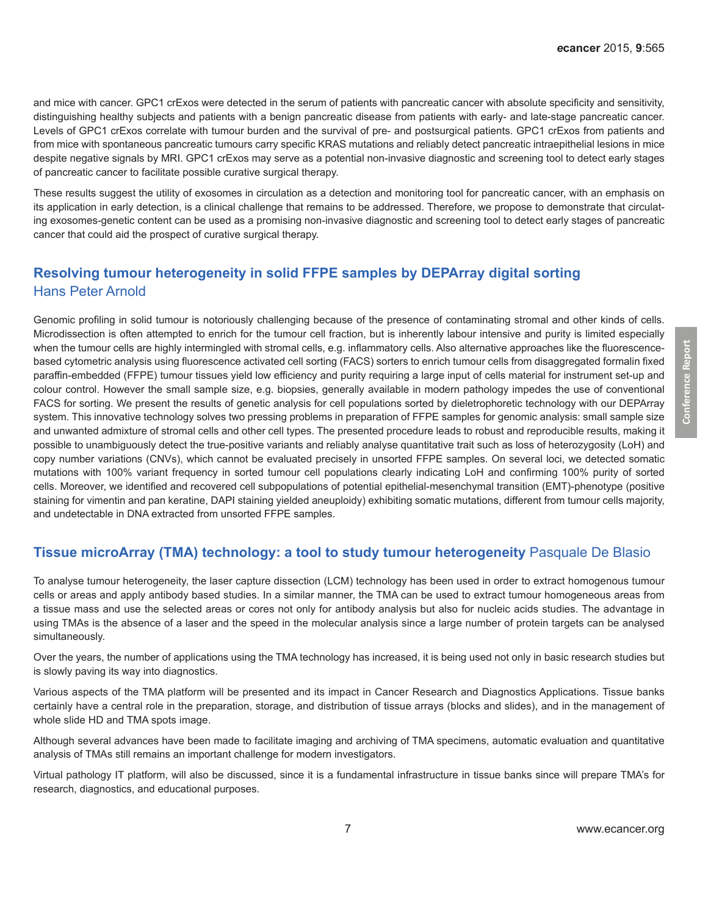and mice with cancer. GPC1 crExos were detected in the serum of patients with pancreatic cancer with absolute specificity and sensitivity, distinguishing healthy subjects and patients with a benign pancreatic disease from patients with early- and late-stage pancreatic cancer. Levels of GPC1 crExos correlate with tumour burden and the survival of pre- and postsurgical patients. GPC1 crExos from patients and from mice with spontaneous pancreatic tumours carry specific KRAS mutations and reliably detect pancreatic intraepithelial lesions in mice despite negative signals by MRI. GPC1 crExos may serve as a potential non-invasive diagnostic and screening tool to detect early stages of pancreatic cancer to facilitate possible curative surgical therapy.

These results suggest the utility of exosomes in circulation as a detection and monitoring tool for pancreatic cancer, with an emphasis on its application in early detection, is a clinical challenge that remains to be addressed. Therefore, we propose to demonstrate that circulating exosomes-genetic content can be used as a promising non-invasive diagnostic and screening tool to detect early stages of pancreatic cancer that could aid the prospect of curative surgical therapy.

## Resolving tumour heterogeneity in solid FFPE samples by DEPArray digital sorting
Hans Peter Arnold

Genomic profiling in solid tumour is notoriously challenging because of the presence of contaminating stromal and other kinds of cells. Microdissection is often attempted to enrich for the tumour cell fraction, but is inherently labour intensive and purity is limited especially when the tumour cells are highly intermingled with stromal cells, e.g. inflammatory cells. Also alternative approaches like the fluorescence-based cytometric analysis using fluorescence activated cell sorting (FACS) sorters to enrich tumour cells from disaggregated formalin fixed paraffin-embedded (FFPE) tumour tissues yield low efficiency and purity requiring a large input of cells material for instrument set-up and colour control. However the small sample size, e.g. biopsies, generally available in modern pathology impedes the use of conventional FACS for sorting. We present the results of genetic analysis for cell populations sorted by dieletrophoretic technology with our DEPArray system. This innovative technology solves two pressing problems in preparation of FFPE samples for genomic analysis: small sample size and unwanted admixture of stromal cells and other cell types. The presented procedure leads to robust and reproducible results, making it possible to unambiguously detect the true-positive variants and reliably analyse quantitative trait such as loss of heterozygosity (LoH) and copy number variations (CNVs), which cannot be evaluated precisely in unsorted FFPE samples. On several loci, we detected somatic mutations with 100% variant frequency in sorted tumour cell populations clearly indicating LoH and confirming 100% purity of sorted cells. Moreover, we identified and recovered cell subpopulations of potential epithelial-mesenchymal transition (EMT)-phenotype (positive staining for vimentin and pan keratine, DAPI staining yielded aneuploidy) exhibiting somatic mutations, different from tumour cells majority, and undetectable in DNA extracted from unsorted FFPE samples.

## Tissue microArray (TMA) technology: a tool to study tumour heterogeneity Pasquale De Blasio

To analyse tumour heterogeneity, the laser capture dissection (LCM) technology has been used in order to extract homogenous tumour cells or areas and apply antibody based studies. In a similar manner, the TMA can be used to extract tumour homogeneous areas from a tissue mass and use the selected areas or cores not only for antibody analysis but also for nucleic acids studies. The advantage in using TMAs is the absence of a laser and the speed in the molecular analysis since a large number of protein targets can be analysed simultaneously.

Over the years, the number of applications using the TMA technology has increased, it is being used not only in basic research studies but is slowly paving its way into diagnostics.

Various aspects of the TMA platform will be presented and its impact in Cancer Research and Diagnostics Applications. Tissue banks certainly have a central role in the preparation, storage, and distribution of tissue arrays (blocks and slides), and in the management of whole slide HD and TMA spots image.

Although several advances have been made to facilitate imaging and archiving of TMA specimens, automatic evaluation and quantitative analysis of TMAs still remains an important challenge for modern investigators.

Virtual pathology IT platform, will also be discussed, since it is a fundamental infrastructure in tissue banks since will prepare TMA's for research, diagnostics, and educational purposes.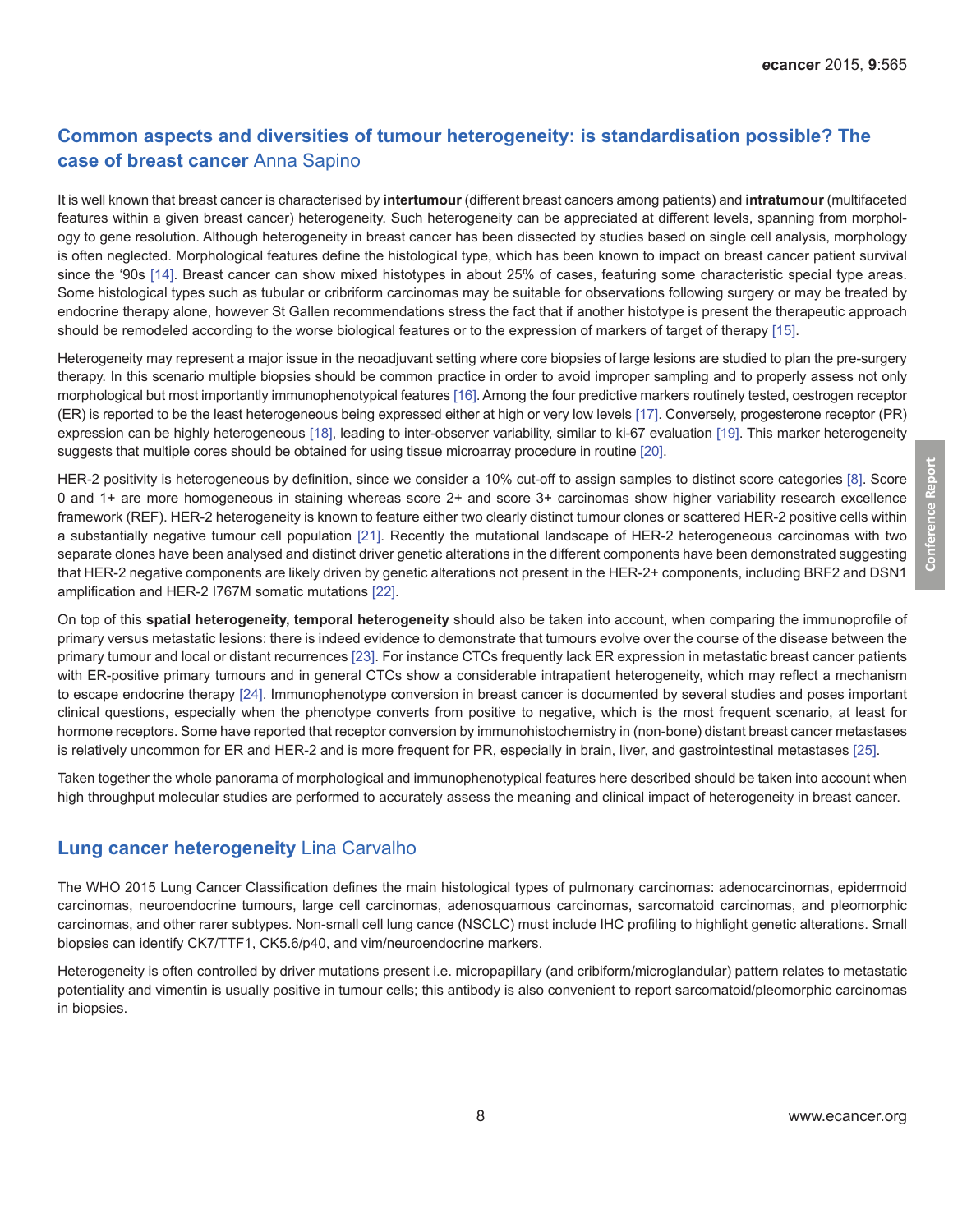## Common aspects and diversities of tumour heterogeneity: is standardisation possible? The case of breast cancer Anna Sapino

It is well known that breast cancer is characterised by **intertumour** (different breast cancers among patients) and **intratumour** (multifaceted features within a given breast cancer) heterogeneity. Such heterogeneity can be appreciated at different levels, spanning from morphology to gene resolution. Although heterogeneity in breast cancer has been dissected by studies based on single cell analysis, morphology is often neglected. Morphological features define the histological type, which has been known to impact on breast cancer patient survival since the '90s [14]. Breast cancer can show mixed histotypes in about 25% of cases, featuring some characteristic special type areas. Some histological types such as tubular or cribriform carcinomas may be suitable for observations following surgery or may be treated by endocrine therapy alone, however St Gallen recommendations stress the fact that if another histotype is present the therapeutic approach should be remodeled according to the worse biological features or to the expression of markers of target of therapy [15].

Heterogeneity may represent a major issue in the neoadjuvant setting where core biopsies of large lesions are studied to plan the pre-surgery therapy. In this scenario multiple biopsies should be common practice in order to avoid improper sampling and to properly assess not only morphological but most importantly immunophenotypical features [16]. Among the four predictive markers routinely tested, oestrogen receptor (ER) is reported to be the least heterogeneous being expressed either at high or very low levels [17]. Conversely, progesterone receptor (PR) expression can be highly heterogeneous [18], leading to inter-observer variability, similar to ki-67 evaluation [19]. This marker heterogeneity suggests that multiple cores should be obtained for using tissue microarray procedure in routine [20].

HER-2 positivity is heterogeneous by definition, since we consider a 10% cut-off to assign samples to distinct score categories [8]. Score 0 and 1+ are more homogeneous in staining whereas score 2+ and score 3+ carcinomas show higher variability research excellence framework (REF). HER-2 heterogeneity is known to feature either two clearly distinct tumour clones or scattered HER-2 positive cells within a substantially negative tumour cell population [21]. Recently the mutational landscape of HER-2 heterogeneous carcinomas with two separate clones have been analysed and distinct driver genetic alterations in the different components have been demonstrated suggesting that HER-2 negative components are likely driven by genetic alterations not present in the HER-2+ components, including BRF2 and DSN1 amplification and HER-2 I767M somatic mutations [22].

On top of this **spatial heterogeneity, temporal heterogeneity** should also be taken into account, when comparing the immunoprofile of primary versus metastatic lesions: there is indeed evidence to demonstrate that tumours evolve over the course of the disease between the primary tumour and local or distant recurrences [23]. For instance CTCs frequently lack ER expression in metastatic breast cancer patients with ER-positive primary tumours and in general CTCs show a considerable intrapatient heterogeneity, which may reflect a mechanism to escape endocrine therapy [24]. Immunophenotype conversion in breast cancer is documented by several studies and poses important clinical questions, especially when the phenotype converts from positive to negative, which is the most frequent scenario, at least for hormone receptors. Some have reported that receptor conversion by immunohistochemistry in (non-bone) distant breast cancer metastases is relatively uncommon for ER and HER-2 and is more frequent for PR, especially in brain, liver, and gastrointestinal metastases [25].

Taken together the whole panorama of morphological and immunophenotypical features here described should be taken into account when high throughput molecular studies are performed to accurately assess the meaning and clinical impact of heterogeneity in breast cancer.

## Lung cancer heterogeneity Lina Carvalho

The WHO 2015 Lung Cancer Classification defines the main histological types of pulmonary carcinomas: adenocarcinomas, epidermoid carcinomas, neuroendocrine tumours, large cell carcinomas, adenosquamous carcinomas, sarcomatoid carcinomas, and pleomorphic carcinomas, and other rarer subtypes. Non-small cell lung cance (NSCLC) must include IHC profiling to highlight genetic alterations. Small biopsies can identify CK7/TTF1, CK5.6/p40, and vim/neuroendocrine markers.

Heterogeneity is often controlled by driver mutations present i.e. micropapillary (and cribiform/microglandular) pattern relates to metastatic potentiality and vimentin is usually positive in tumour cells; this antibody is also convenient to report sarcomatoid/pleomorphic carcinomas in biopsies.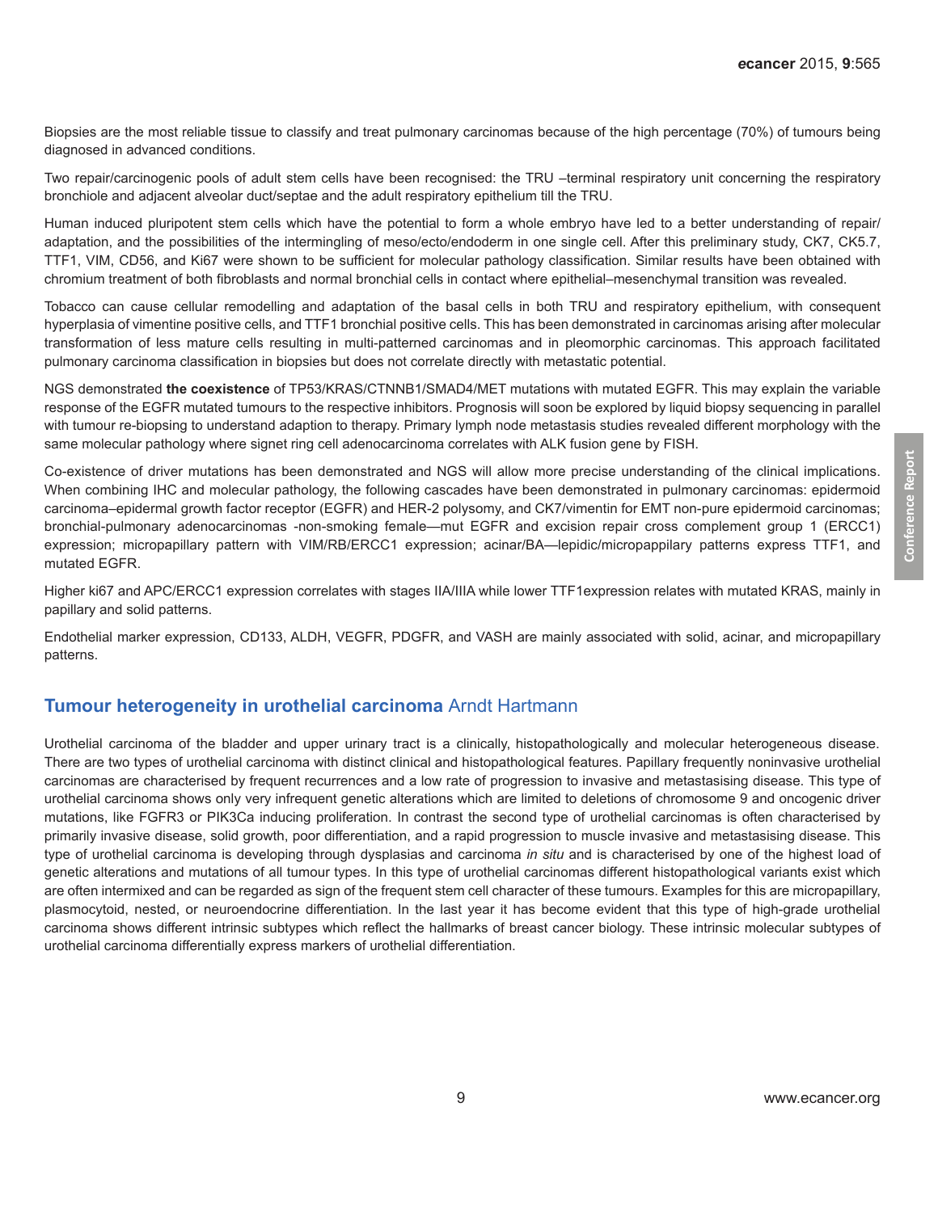Biopsies are the most reliable tissue to classify and treat pulmonary carcinomas because of the high percentage (70%) of tumours being diagnosed in advanced conditions.

Two repair/carcinogenic pools of adult stem cells have been recognised: the TRU –terminal respiratory unit concerning the respiratory bronchiole and adjacent alveolar duct/septae and the adult respiratory epithelium till the TRU.

Human induced pluripotent stem cells which have the potential to form a whole embryo have led to a better understanding of repair/adaptation, and the possibilities of the intermingling of meso/ecto/endoderm in one single cell. After this preliminary study, CK7, CK5.7, TTF1, VIM, CD56, and Ki67 were shown to be sufficient for molecular pathology classification. Similar results have been obtained with chromium treatment of both fibroblasts and normal bronchial cells in contact where epithelial–mesenchymal transition was revealed.

Tobacco can cause cellular remodelling and adaptation of the basal cells in both TRU and respiratory epithelium, with consequent hyperplasia of vimentine positive cells, and TTF1 bronchial positive cells. This has been demonstrated in carcinomas arising after molecular transformation of less mature cells resulting in multi-patterned carcinomas and in pleomorphic carcinomas. This approach facilitated pulmonary carcinoma classification in biopsies but does not correlate directly with metastatic potential.

NGS demonstrated **the coexistence** of TP53/KRAS/CTNNB1/SMAD4/MET mutations with mutated EGFR. This may explain the variable response of the EGFR mutated tumours to the respective inhibitors. Prognosis will soon be explored by liquid biopsy sequencing in parallel with tumour re-biopsing to understand adaption to therapy. Primary lymph node metastasis studies revealed different morphology with the same molecular pathology where signet ring cell adenocarcinoma correlates with ALK fusion gene by FISH.

Co-existence of driver mutations has been demonstrated and NGS will allow more precise understanding of the clinical implications. When combining IHC and molecular pathology, the following cascades have been demonstrated in pulmonary carcinomas: epidermoid carcinoma–epidermal growth factor receptor (EGFR) and HER-2 polysomy, and CK7/vimentin for EMT non-pure epidermoid carcinomas; bronchial-pulmonary adenocarcinomas -non-smoking female—mut EGFR and excision repair cross complement group 1 (ERCC1) expression; micropapillary pattern with VIM/RB/ERCC1 expression; acinar/BA—lepidic/micropappilary patterns express TTF1, and mutated EGFR.

Higher ki67 and APC/ERCC1 expression correlates with stages IIA/IIIA while lower TTF1expression relates with mutated KRAS, mainly in papillary and solid patterns.

Endothelial marker expression, CD133, ALDH, VEGFR, PDGFR, and VASH are mainly associated with solid, acinar, and micropapillary patterns.

## Tumour heterogeneity in urothelial carcinoma Arndt Hartmann

Urothelial carcinoma of the bladder and upper urinary tract is a clinically, histopathologically and molecular heterogeneous disease. There are two types of urothelial carcinoma with distinct clinical and histopathological features. Papillary frequently noninvasive urothelial carcinomas are characterised by frequent recurrences and a low rate of progression to invasive and metastasising disease. This type of urothelial carcinoma shows only very infrequent genetic alterations which are limited to deletions of chromosome 9 and oncogenic driver mutations, like FGFR3 or PIK3Ca inducing proliferation. In contrast the second type of urothelial carcinomas is often characterised by primarily invasive disease, solid growth, poor differentiation, and a rapid progression to muscle invasive and metastasising disease. This type of urothelial carcinoma is developing through dysplasias and carcinoma *in situ* and is characterised by one of the highest load of genetic alterations and mutations of all tumour types. In this type of urothelial carcinomas different histopathological variants exist which are often intermixed and can be regarded as sign of the frequent stem cell character of these tumours. Examples for this are micropapillary, plasmocytoid, nested, or neuroendocrine differentiation. In the last year it has become evident that this type of high-grade urothelial carcinoma shows different intrinsic subtypes which reflect the hallmarks of breast cancer biology. These intrinsic molecular subtypes of urothelial carcinoma differentially express markers of urothelial differentiation.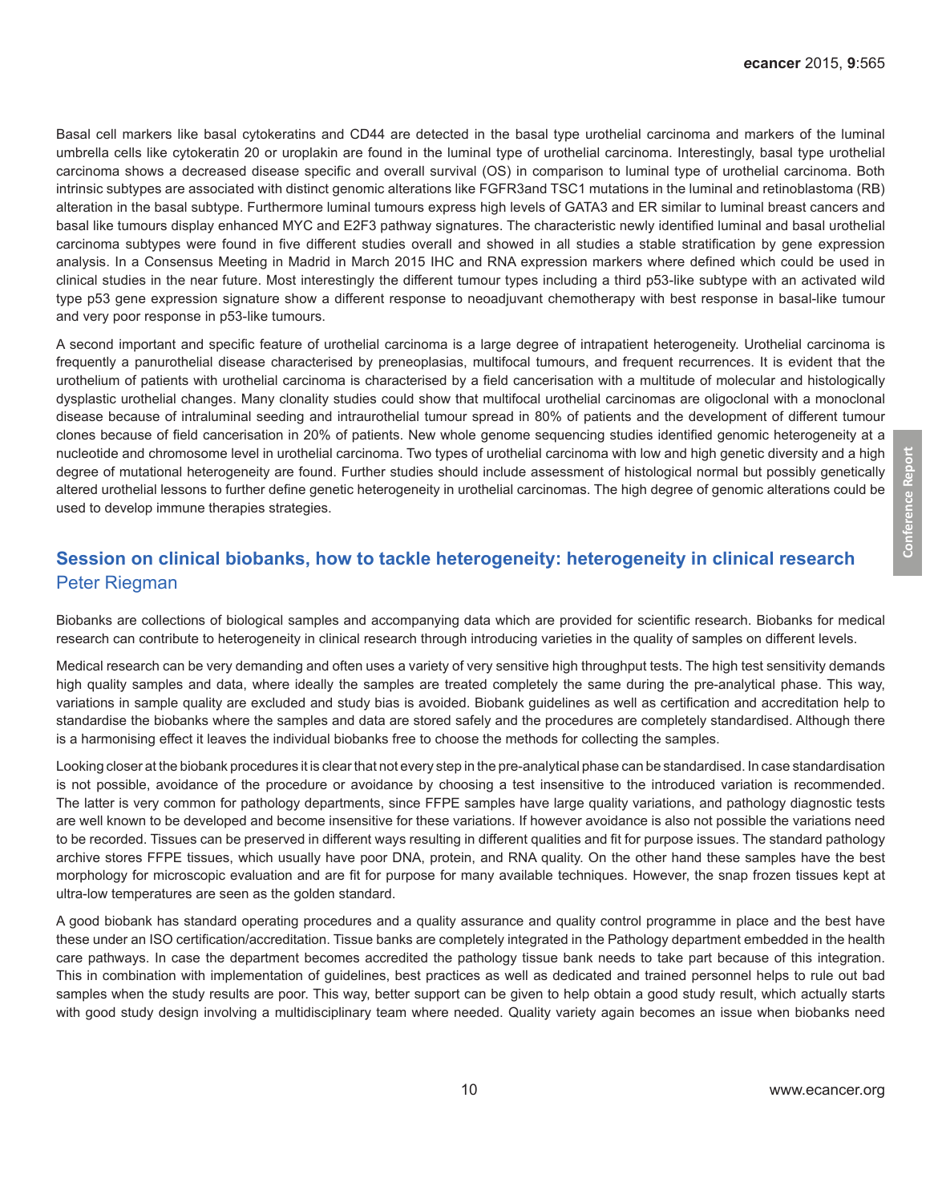Basal cell markers like basal cytokeratins and CD44 are detected in the basal type urothelial carcinoma and markers of the luminal umbrella cells like cytokeratin 20 or uroplakin are found in the luminal type of urothelial carcinoma. Interestingly, basal type urothelial carcinoma shows a decreased disease specific and overall survival (OS) in comparison to luminal type of urothelial carcinoma. Both intrinsic subtypes are associated with distinct genomic alterations like FGFR3and TSC1 mutations in the luminal and retinoblastoma (RB) alteration in the basal subtype. Furthermore luminal tumours express high levels of GATA3 and ER similar to luminal breast cancers and basal like tumours display enhanced MYC and E2F3 pathway signatures. The characteristic newly identified luminal and basal urothelial carcinoma subtypes were found in five different studies overall and showed in all studies a stable stratification by gene expression analysis. In a Consensus Meeting in Madrid in March 2015 IHC and RNA expression markers where defined which could be used in clinical studies in the near future. Most interestingly the different tumour types including a third p53-like subtype with an activated wild type p53 gene expression signature show a different response to neoadjuvant chemotherapy with best response in basal-like tumour and very poor response in p53-like tumours.

A second important and specific feature of urothelial carcinoma is a large degree of intrapatient heterogeneity. Urothelial carcinoma is frequently a panurothelial disease characterised by preneoplasias, multifocal tumours, and frequent recurrences. It is evident that the urothelium of patients with urothelial carcinoma is characterised by a field cancerisation with a multitude of molecular and histologically dysplastic urothelial changes. Many clonality studies could show that multifocal urothelial carcinomas are oligoclonal with a monoclonal disease because of intraluminal seeding and intraurothelial tumour spread in 80% of patients and the development of different tumour clones because of field cancerisation in 20% of patients. New whole genome sequencing studies identified genomic heterogeneity at a nucleotide and chromosome level in urothelial carcinoma. Two types of urothelial carcinoma with low and high genetic diversity and a high degree of mutational heterogeneity are found. Further studies should include assessment of histological normal but possibly genetically altered urothelial lessons to further define genetic heterogeneity in urothelial carcinomas. The high degree of genomic alterations could be used to develop immune therapies strategies.

## Session on clinical biobanks, how to tackle heterogeneity: heterogeneity in clinical research

Peter Riegman

Biobanks are collections of biological samples and accompanying data which are provided for scientific research. Biobanks for medical research can contribute to heterogeneity in clinical research through introducing varieties in the quality of samples on different levels.

Medical research can be very demanding and often uses a variety of very sensitive high throughput tests. The high test sensitivity demands high quality samples and data, where ideally the samples are treated completely the same during the pre-analytical phase. This way, variations in sample quality are excluded and study bias is avoided. Biobank guidelines as well as certification and accreditation help to standardise the biobanks where the samples and data are stored safely and the procedures are completely standardised. Although there is a harmonising effect it leaves the individual biobanks free to choose the methods for collecting the samples.

Looking closer at the biobank procedures it is clear that not every step in the pre-analytical phase can be standardised. In case standardisation is not possible, avoidance of the procedure or avoidance by choosing a test insensitive to the introduced variation is recommended. The latter is very common for pathology departments, since FFPE samples have large quality variations, and pathology diagnostic tests are well known to be developed and become insensitive for these variations. If however avoidance is also not possible the variations need to be recorded. Tissues can be preserved in different ways resulting in different qualities and fit for purpose issues. The standard pathology archive stores FFPE tissues, which usually have poor DNA, protein, and RNA quality. On the other hand these samples have the best morphology for microscopic evaluation and are fit for purpose for many available techniques. However, the snap frozen tissues kept at ultra-low temperatures are seen as the golden standard.

A good biobank has standard operating procedures and a quality assurance and quality control programme in place and the best have these under an ISO certification/accreditation. Tissue banks are completely integrated in the Pathology department embedded in the health care pathways. In case the department becomes accredited the pathology tissue bank needs to take part because of this integration. This in combination with implementation of guidelines, best practices as well as dedicated and trained personnel helps to rule out bad samples when the study results are poor. This way, better support can be given to help obtain a good study result, which actually starts with good study design involving a multidisciplinary team where needed. Quality variety again becomes an issue when biobanks need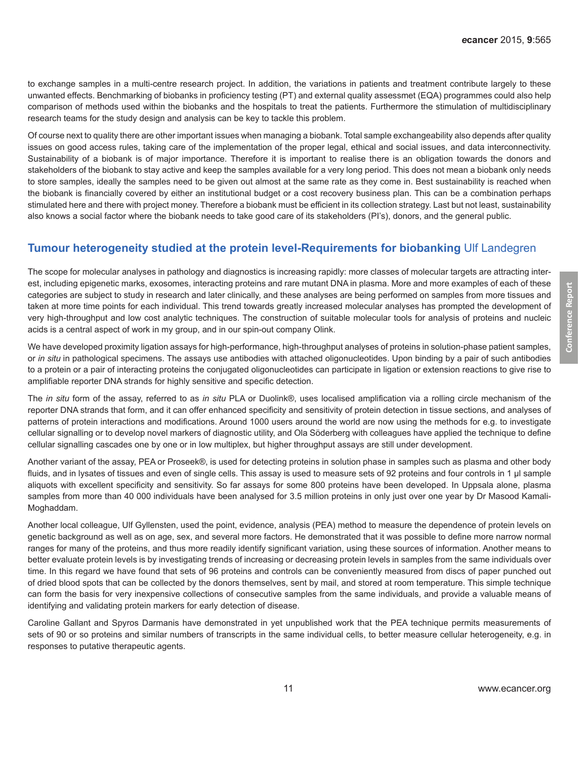to exchange samples in a multi-centre research project. In addition, the variations in patients and treatment contribute largely to these unwanted effects. Benchmarking of biobanks in proficiency testing (PT) and external quality assessmet (EQA) programmes could also help comparison of methods used within the biobanks and the hospitals to treat the patients. Furthermore the stimulation of multidisciplinary research teams for the study design and analysis can be key to tackle this problem.

Of course next to quality there are other important issues when managing a biobank. Total sample exchangeability also depends after quality issues on good access rules, taking care of the implementation of the proper legal, ethical and social issues, and data interconnectivity. Sustainability of a biobank is of major importance. Therefore it is important to realise there is an obligation towards the donors and stakeholders of the biobank to stay active and keep the samples available for a very long period. This does not mean a biobank only needs to store samples, ideally the samples need to be given out almost at the same rate as they come in. Best sustainability is reached when the biobank is financially covered by either an institutional budget or a cost recovery business plan. This can be a combination perhaps stimulated here and there with project money. Therefore a biobank must be efficient in its collection strategy. Last but not least, sustainability also knows a social factor where the biobank needs to take good care of its stakeholders (PI's), donors, and the general public.

## Tumour heterogeneity studied at the protein level-Requirements for biobanking Ulf Landegren

The scope for molecular analyses in pathology and diagnostics is increasing rapidly: more classes of molecular targets are attracting interest, including epigenetic marks, exosomes, interacting proteins and rare mutant DNA in plasma. More and more examples of each of these categories are subject to study in research and later clinically, and these analyses are being performed on samples from more tissues and taken at more time points for each individual. This trend towards greatly increased molecular analyses has prompted the development of very high-throughput and low cost analytic techniques. The construction of suitable molecular tools for analysis of proteins and nucleic acids is a central aspect of work in my group, and in our spin-out company Olink.

We have developed proximity ligation assays for high-performance, high-throughput analyses of proteins in solution-phase patient samples, or *in situ* in pathological specimens. The assays use antibodies with attached oligonucleotides. Upon binding by a pair of such antibodies to a protein or a pair of interacting proteins the conjugated oligonucleotides can participate in ligation or extension reactions to give rise to amplifiable reporter DNA strands for highly sensitive and specific detection.

The *in situ* form of the assay, referred to as *in situ* PLA or Duolink®, uses localised amplification via a rolling circle mechanism of the reporter DNA strands that form, and it can offer enhanced specificity and sensitivity of protein detection in tissue sections, and analyses of patterns of protein interactions and modifications. Around 1000 users around the world are now using the methods for e.g. to investigate cellular signalling or to develop novel markers of diagnostic utility, and Ola Söderberg with colleagues have applied the technique to define cellular signalling cascades one by one or in low multiplex, but higher throughput assays are still under development.

Another variant of the assay, PEA or Proseek®, is used for detecting proteins in solution phase in samples such as plasma and other body fluids, and in lysates of tissues and even of single cells. This assay is used to measure sets of 92 proteins and four controls in 1 μl sample aliquots with excellent specificity and sensitivity. So far assays for some 800 proteins have been developed. In Uppsala alone, plasma samples from more than 40 000 individuals have been analysed for 3.5 million proteins in only just over one year by Dr Masood Kamali-Moghaddam.

Another local colleague, Ulf Gyllensten, used the point, evidence, analysis (PEA) method to measure the dependence of protein levels on genetic background as well as on age, sex, and several more factors. He demonstrated that it was possible to define more narrow normal ranges for many of the proteins, and thus more readily identify significant variation, using these sources of information. Another means to better evaluate protein levels is by investigating trends of increasing or decreasing protein levels in samples from the same individuals over time. In this regard we have found that sets of 96 proteins and controls can be conveniently measured from discs of paper punched out of dried blood spots that can be collected by the donors themselves, sent by mail, and stored at room temperature. This simple technique can form the basis for very inexpensive collections of consecutive samples from the same individuals, and provide a valuable means of identifying and validating protein markers for early detection of disease.

Caroline Gallant and Spyros Darmanis have demonstrated in yet unpublished work that the PEA technique permits measurements of sets of 90 or so proteins and similar numbers of transcripts in the same individual cells, to better measure cellular heterogeneity, e.g. in responses to putative therapeutic agents.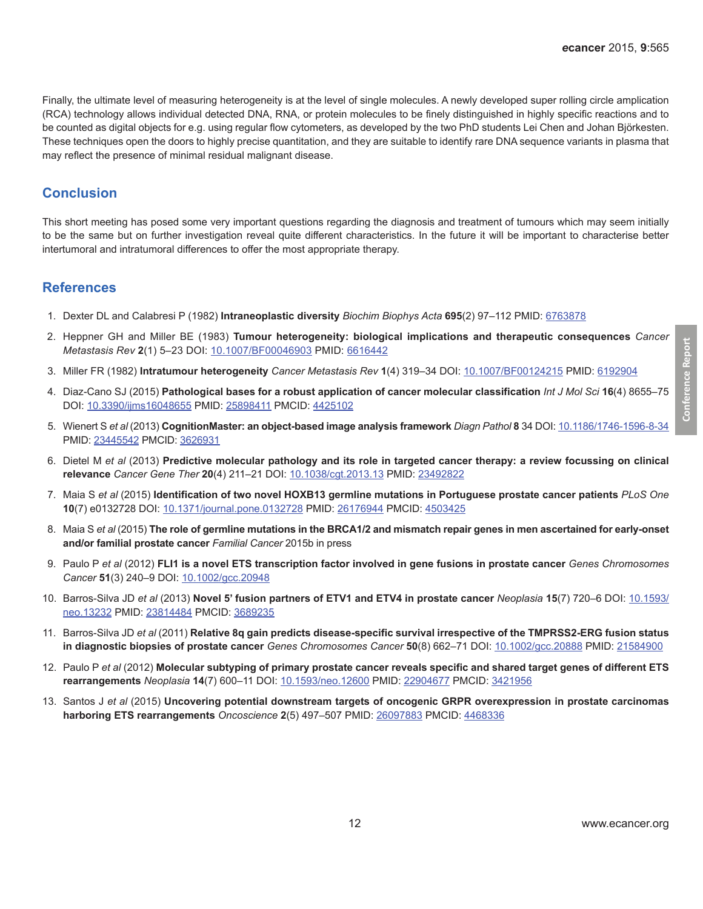Finally, the ultimate level of measuring heterogeneity is at the level of single molecules. A newly developed super rolling circle amplification (RCA) technology allows individual detected DNA, RNA, or protein molecules to be finely distinguished in highly specific reactions and to be counted as digital objects for e.g. using regular flow cytometers, as developed by the two PhD students Lei Chen and Johan Björkesten. These techniques open the doors to highly precise quantitation, and they are suitable to identify rare DNA sequence variants in plasma that may reflect the presence of minimal residual malignant disease.

## Conclusion

This short meeting has posed some very important questions regarding the diagnosis and treatment of tumours which may seem initially to be the same but on further investigation reveal quite different characteristics. In the future it will be important to characterise better intertumoral and intratumoral differences to offer the most appropriate therapy.

## References

1. Dexter DL and Calabresi P (1982) **Intraneoplastic diversity** *Biochim Biophys Acta* **695**(2) 97–112 PMID: 6763878
2. Heppner GH and Miller BE (1983) **Tumour heterogeneity: biological implications and therapeutic consequences** *Cancer Metastasis Rev* **2**(1) 5–23 DOI: 10.1007/BF00046903 PMID: 6616442
3. Miller FR (1982) **Intratumour heterogeneity** *Cancer Metastasis Rev* **1**(4) 319–34 DOI: 10.1007/BF00124215 PMID: 6192904
4. Diaz-Cano SJ (2015) **Pathological bases for a robust application of cancer molecular classification** *Int J Mol Sci* **16**(4) 8655–75 DOI: 10.3390/ijms16048655 PMID: 25898411 PMCID: 4425102
5. Wienert S *et al* (2013) **CognitionMaster: an object-based image analysis framework** *Diagn Pathol* **8** 34 DOI: 10.1186/1746-1596-8-34 PMID: 23445542 PMCID: 3626931
6. Dietel M *et al* (2013) **Predictive molecular pathology and its role in targeted cancer therapy: a review focussing on clinical relevance** *Cancer Gene Ther* **20**(4) 211–21 DOI: 10.1038/cgt.2013.13 PMID: 23492822
7. Maia S *et al* (2015) **Identification of two novel HOXB13 germline mutations in Portuguese prostate cancer patients** *PLoS One* **10**(7) e0132728 DOI: 10.1371/journal.pone.0132728 PMID: 26176944 PMCID: 4503425
8. Maia S *et al* (2015) **The role of germline mutations in the BRCA1/2 and mismatch repair genes in men ascertained for early-onset and/or familial prostate cancer** *Familial Cancer* 2015b in press
9. Paulo P *et al* (2012) **FLI1 is a novel ETS transcription factor involved in gene fusions in prostate cancer** *Genes Chromosomes Cancer* **51**(3) 240–9 DOI: 10.1002/gcc.20948
10. Barros-Silva JD *et al* (2013) **Novel 5' fusion partners of ETV1 and ETV4 in prostate cancer** *Neoplasia* **15**(7) 720–6 DOI: 10.1593/neo.13232 PMID: 23814484 PMCID: 3689235
11. Barros-Silva JD *et al* (2011) **Relative 8q gain predicts disease-specific survival irrespective of the TMPRSS2-ERG fusion status in diagnostic biopsies of prostate cancer** *Genes Chromosomes Cancer* **50**(8) 662–71 DOI: 10.1002/gcc.20888 PMID: 21584900
12. Paulo P *et al* (2012) **Molecular subtyping of primary prostate cancer reveals specific and shared target genes of different ETS rearrangements** *Neoplasia* **14**(7) 600–11 DOI: 10.1593/neo.12600 PMID: 22904677 PMCID: 3421956
13. Santos J *et al* (2015) **Uncovering potential downstream targets of oncogenic GRPR overexpression in prostate carcinomas harboring ETS rearrangements** *Oncoscience* **2**(5) 497–507 PMID: 26097883 PMCID: 4468336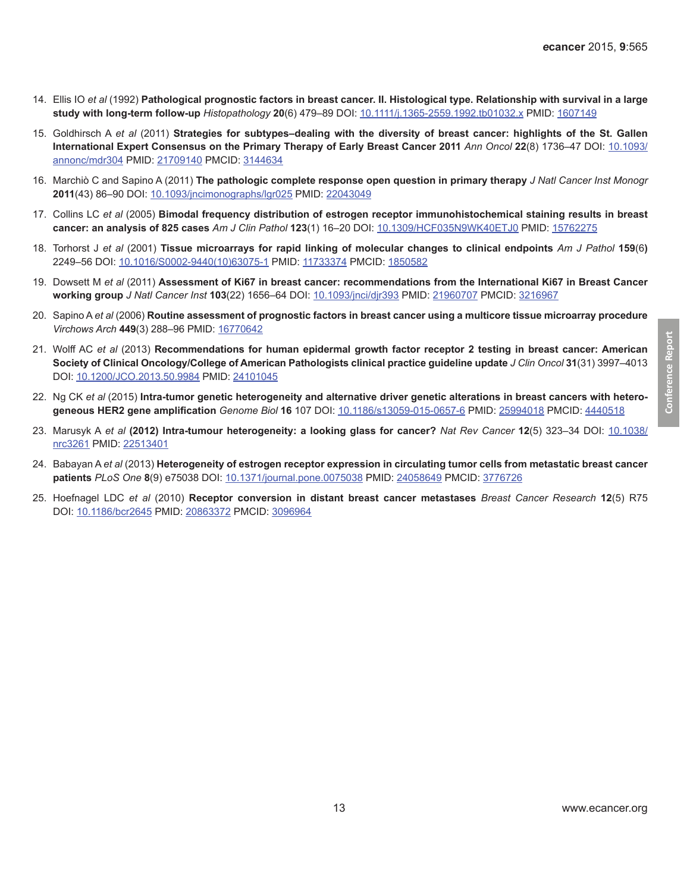14. Ellis IO *et al* (1992) **Pathological prognostic factors in breast cancer. II. Histological type. Relationship with survival in a large study with long-term follow-up** *Histopathology* **20**(6) 479–89 DOI: 10.1111/j.1365-2559.1992.tb01032.x PMID: 1607149

15. Goldhirsch A *et al* (2011) **Strategies for subtypes–dealing with the diversity of breast cancer: highlights of the St. Gallen International Expert Consensus on the Primary Therapy of Early Breast Cancer 2011** *Ann Oncol* **22**(8) 1736–47 DOI: 10.1093/annonc/mdr304 PMID: 21709140 PMCID: 3144634

16. Marchiò C and Sapino A (2011) **The pathologic complete response open question in primary therapy** *J Natl Cancer Inst Monogr* **2011**(43) 86–90 DOI: 10.1093/jncimonographs/lgr025 PMID: 22043049

17. Collins LC *et al* (2005) **Bimodal frequency distribution of estrogen receptor immunohistochemical staining results in breast cancer: an analysis of 825 cases** *Am J Clin Pathol* **123**(1) 16–20 DOI: 10.1309/HCF035N9WK40ETJ0 PMID: 15762275

18. Torhorst J *et al* (2001) **Tissue microarrays for rapid linking of molecular changes to clinical endpoints** *Am J Pathol* **159**(6) 2249–56 DOI: 10.1016/S0002-9440(10)63075-1 PMID: 11733374 PMCID: 1850582

19. Dowsett M *et al* (2011) **Assessment of Ki67 in breast cancer: recommendations from the International Ki67 in Breast Cancer working group** *J Natl Cancer Inst* **103**(22) 1656–64 DOI: 10.1093/jnci/djr393 PMID: 21960707 PMCID: 3216967

20. Sapino A *et al* (2006) **Routine assessment of prognostic factors in breast cancer using a multicore tissue microarray procedure** *Virchows Arch* **449**(3) 288–96 PMID: 16770642

21. Wolff AC *et al* (2013) **Recommendations for human epidermal growth factor receptor 2 testing in breast cancer: American Society of Clinical Oncology/College of American Pathologists clinical practice guideline update** *J Clin Oncol* **31**(31) 3997–4013 DOI: 10.1200/JCO.2013.50.9984 PMID: 24101045

22. Ng CK *et al* (2015) **Intra-tumor genetic heterogeneity and alternative driver genetic alterations in breast cancers with heterogeneous HER2 gene amplification** *Genome Biol* **16** 107 DOI: 10.1186/s13059-015-0657-6 PMID: 25994018 PMCID: 4440518

23. Marusyk A *et al* **(2012) Intra-tumour heterogeneity: a looking glass for cancer?** *Nat Rev Cancer* **12**(5) 323–34 DOI: 10.1038/nrc3261 PMID: 22513401

24. Babayan A *et al* (2013) **Heterogeneity of estrogen receptor expression in circulating tumor cells from metastatic breast cancer patients** *PLoS One* **8**(9) e75038 DOI: 10.1371/journal.pone.0075038 PMID: 24058649 PMCID: 3776726

25. Hoefnagel LDC *et al* (2010) **Receptor conversion in distant breast cancer metastases** *Breast Cancer Research* **12**(5) R75 DOI: 10.1186/bcr2645 PMID: 20863372 PMCID: 3096964